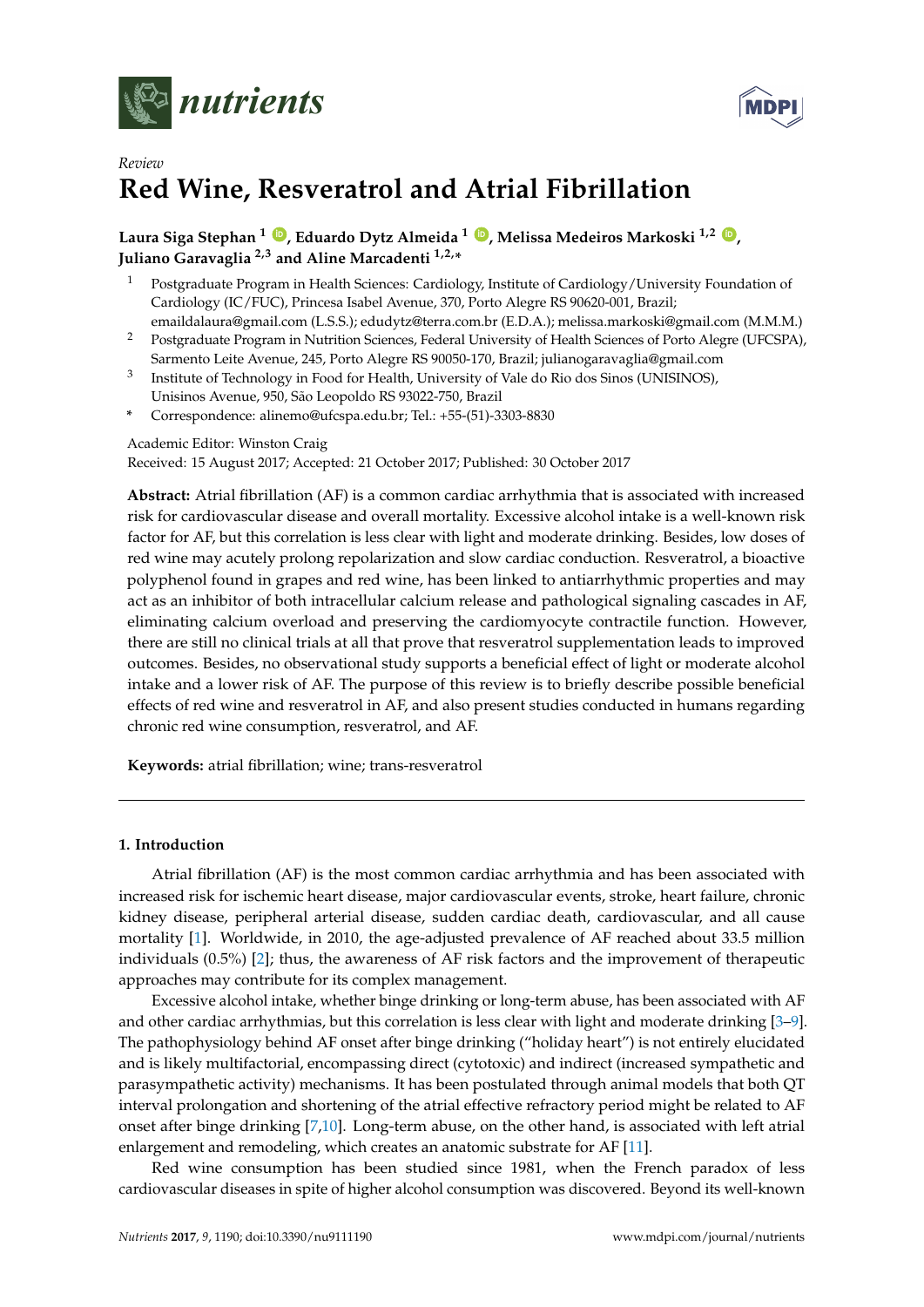*Review*

# Red Wine, Resveratrol and Atrial Fibrillation

**Laura Siga Stephan [1], Eduardo Dytz Almeida [1], Melissa Medeiros Markoski [1,2], Juliano Garavaglia [2,3] and Aline Marcadenti [1,2,*]**

[1] Postgraduate Program in Health Sciences: Cardiology, Institute of Cardiology/University Foundation of Cardiology (IC/FUC), Princesa Isabel Avenue, 370, Porto Alegre RS 90620-001, Brazil; emaildalaura@gmail.com (L.S.S.); edudytz@terra.com.br (E.D.A.); melissa.markoski@gmail.com (M.M.M.)

[2] Postgraduate Program in Nutrition Sciences, Federal University of Health Sciences of Porto Alegre (UFCSPA), Sarmento Leite Avenue, 245, Porto Alegre RS 90050-170, Brazil; julianogaravaglia@gmail.com

[3] Institute of Technology in Food for Health, University of Vale do Rio dos Sinos (UNISINOS), Unisinos Avenue, 950, São Leopoldo RS 93022-750, Brazil

* Correspondence: alinemo@ufcspa.edu.br; Tel.: +55-(51)-3303-8830

Academic Editor: Winston Craig

Received: 15 August 2017; Accepted: 21 October 2017; Published: 30 October 2017

**Abstract:** Atrial fibrillation (AF) is a common cardiac arrhythmia that is associated with increased risk for cardiovascular disease and overall mortality. Excessive alcohol intake is a well-known risk factor for AF, but this correlation is less clear with light and moderate drinking. Besides, low doses of red wine may acutely prolong repolarization and slow cardiac conduction. Resveratrol, a bioactive polyphenol found in grapes and red wine, has been linked to antiarrhythmic properties and may act as an inhibitor of both intracellular calcium release and pathological signaling cascades in AF, eliminating calcium overload and preserving the cardiomyocyte contractile function. However, there are still no clinical trials at all that prove that resveratrol supplementation leads to improved outcomes. Besides, no observational study supports a beneficial effect of light or moderate alcohol intake and a lower risk of AF. The purpose of this review is to briefly describe possible beneficial effects of red wine and resveratrol in AF, and also present studies conducted in humans regarding chronic red wine consumption, resveratrol, and AF.

**Keywords:** atrial fibrillation; wine; trans-resveratrol

## 1. Introduction

Atrial fibrillation (AF) is the most common cardiac arrhythmia and has been associated with increased risk for ischemic heart disease, major cardiovascular events, stroke, heart failure, chronic kidney disease, peripheral arterial disease, sudden cardiac death, cardiovascular, and all cause mortality [1]. Worldwide, in 2010, the age-adjusted prevalence of AF reached about 33.5 million individuals (0.5%) [2]; thus, the awareness of AF risk factors and the improvement of therapeutic approaches may contribute for its complex management.

Excessive alcohol intake, whether binge drinking or long-term abuse, has been associated with AF and other cardiac arrhythmias, but this correlation is less clear with light and moderate drinking [3–9]. The pathophysiology behind AF onset after binge drinking ("holiday heart") is not entirely elucidated and is likely multifactorial, encompassing direct (cytotoxic) and indirect (increased sympathetic and parasympathetic activity) mechanisms. It has been postulated through animal models that both QT interval prolongation and shortening of the atrial effective refractory period might be related to AF onset after binge drinking [7,10]. Long-term abuse, on the other hand, is associated with left atrial enlargement and remodeling, which creates an anatomic substrate for AF [11].

Red wine consumption has been studied since 1981, when the French paradox of less cardiovascular diseases in spite of higher alcohol consumption was discovered. Beyond its well-known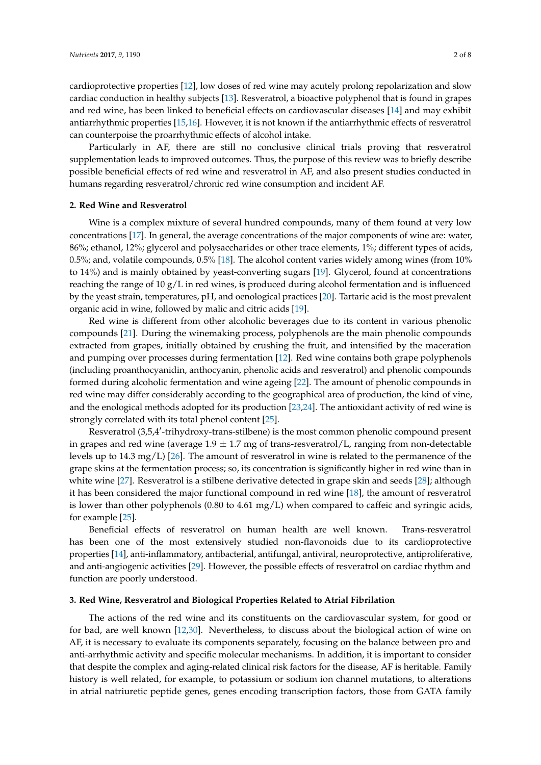cardioprotective properties [12], low doses of red wine may acutely prolong repolarization and slow cardiac conduction in healthy subjects [13]. Resveratrol, a bioactive polyphenol that is found in grapes and red wine, has been linked to beneficial effects on cardiovascular diseases [14] and may exhibit antiarrhythmic properties [15,16]. However, it is not known if the antiarrhythmic effects of resveratrol can counterpoise the proarrhythmic effects of alcohol intake.

Particularly in AF, there are still no conclusive clinical trials proving that resveratrol supplementation leads to improved outcomes. Thus, the purpose of this review was to briefly describe possible beneficial effects of red wine and resveratrol in AF, and also present studies conducted in humans regarding resveratrol/chronic red wine consumption and incident AF.

## 2. Red Wine and Resveratrol

Wine is a complex mixture of several hundred compounds, many of them found at very low concentrations [17]. In general, the average concentrations of the major components of wine are: water, 86%; ethanol, 12%; glycerol and polysaccharides or other trace elements, 1%; different types of acids, 0.5%; and, volatile compounds, 0.5% [18]. The alcohol content varies widely among wines (from 10% to 14%) and is mainly obtained by yeast-converting sugars [19]. Glycerol, found at concentrations reaching the range of 10 g/L in red wines, is produced during alcohol fermentation and is influenced by the yeast strain, temperatures, pH, and oenological practices [20]. Tartaric acid is the most prevalent organic acid in wine, followed by malic and citric acids [19].

Red wine is different from other alcoholic beverages due to its content in various phenolic compounds [21]. During the winemaking process, polyphenols are the main phenolic compounds extracted from grapes, initially obtained by crushing the fruit, and intensified by the maceration and pumping over processes during fermentation [12]. Red wine contains both grape polyphenols (including proanthocyanidin, anthocyanin, phenolic acids and resveratrol) and phenolic compounds formed during alcoholic fermentation and wine ageing [22]. The amount of phenolic compounds in red wine may differ considerably according to the geographical area of production, the kind of vine, and the enological methods adopted for its production [23,24]. The antioxidant activity of red wine is strongly correlated with its total phenol content [25].

Resveratrol (3,5,4′-trihydroxy-trans-stilbene) is the most common phenolic compound present in grapes and red wine (average $1.9 \pm 1.7$ mg of trans-resveratrol/L, ranging from non-detectable levels up to 14.3 mg/L) [26]. The amount of resveratrol in wine is related to the permanence of the grape skins at the fermentation process; so, its concentration is significantly higher in red wine than in white wine [27]. Resveratrol is a stilbene derivative detected in grape skin and seeds [28]; although it has been considered the major functional compound in red wine [18], the amount of resveratrol is lower than other polyphenols (0.80 to 4.61 mg/L) when compared to caffeic and syringic acids, for example [25].

Beneficial effects of resveratrol on human health are well known. Trans-resveratrol has been one of the most extensively studied non-flavonoids due to its cardioprotective properties [14], anti-inflammatory, antibacterial, antifungal, antiviral, neuroprotective, antiproliferative, and anti-angiogenic activities [29]. However, the possible effects of resveratrol on cardiac rhythm and function are poorly understood.

## 3. Red Wine, Resveratrol and Biological Properties Related to Atrial Fibrilation

The actions of the red wine and its constituents on the cardiovascular system, for good or for bad, are well known [12,30]. Nevertheless, to discuss about the biological action of wine on AF, it is necessary to evaluate its components separately, focusing on the balance between pro and anti-arrhythmic activity and specific molecular mechanisms. In addition, it is important to consider that despite the complex and aging-related clinical risk factors for the disease, AF is heritable. Family history is well related, for example, to potassium or sodium ion channel mutations, to alterations in atrial natriuretic peptide genes, genes encoding transcription factors, those from GATA family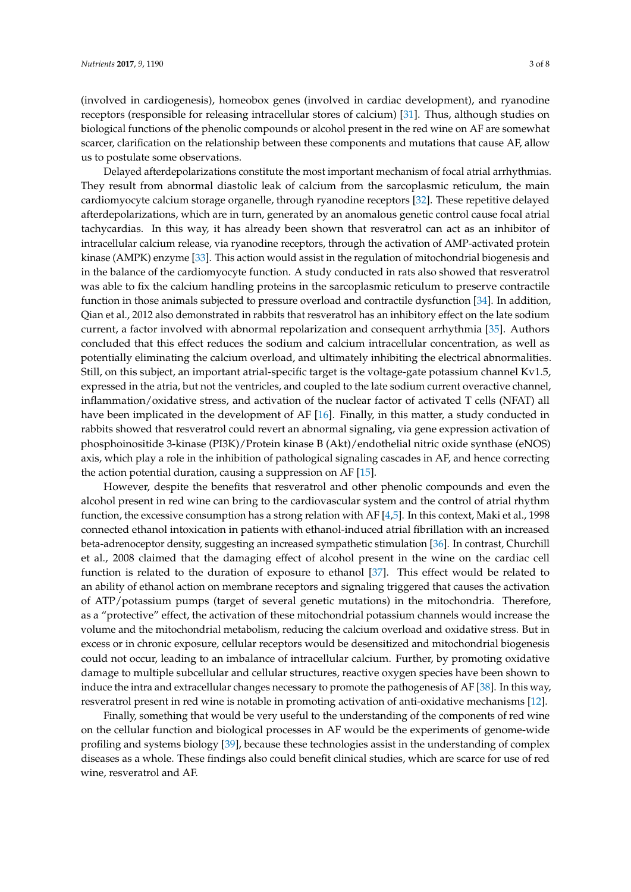(involved in cardiogenesis), homeobox genes (involved in cardiac development), and ryanodine receptors (responsible for releasing intracellular stores of calcium) [31]. Thus, although studies on biological functions of the phenolic compounds or alcohol present in the red wine on AF are somewhat scarcer, clarification on the relationship between these components and mutations that cause AF, allow us to postulate some observations.

Delayed afterdepolarizations constitute the most important mechanism of focal atrial arrhythmias. They result from abnormal diastolic leak of calcium from the sarcoplasmic reticulum, the main cardiomyocyte calcium storage organelle, through ryanodine receptors [32]. These repetitive delayed afterdepolarizations, which are in turn, generated by an anomalous genetic control cause focal atrial tachycardias. In this way, it has already been shown that resveratrol can act as an inhibitor of intracellular calcium release, via ryanodine receptors, through the activation of AMP-activated protein kinase (AMPK) enzyme [33]. This action would assist in the regulation of mitochondrial biogenesis and in the balance of the cardiomyocyte function. A study conducted in rats also showed that resveratrol was able to fix the calcium handling proteins in the sarcoplasmic reticulum to preserve contractile function in those animals subjected to pressure overload and contractile dysfunction [34]. In addition, Qian et al., 2012 also demonstrated in rabbits that resveratrol has an inhibitory effect on the late sodium current, a factor involved with abnormal repolarization and consequent arrhythmia [35]. Authors concluded that this effect reduces the sodium and calcium intracellular concentration, as well as potentially eliminating the calcium overload, and ultimately inhibiting the electrical abnormalities. Still, on this subject, an important atrial-specific target is the voltage-gate potassium channel Kv1.5, expressed in the atria, but not the ventricles, and coupled to the late sodium current overactive channel, inflammation/oxidative stress, and activation of the nuclear factor of activated T cells (NFAT) all have been implicated in the development of AF [16]. Finally, in this matter, a study conducted in rabbits showed that resveratrol could revert an abnormal signaling, via gene expression activation of phosphoinositide 3-kinase (PI3K)/Protein kinase B (Akt)/endothelial nitric oxide synthase (eNOS) axis, which play a role in the inhibition of pathological signaling cascades in AF, and hence correcting the action potential duration, causing a suppression on AF [15].

However, despite the benefits that resveratrol and other phenolic compounds and even the alcohol present in red wine can bring to the cardiovascular system and the control of atrial rhythm function, the excessive consumption has a strong relation with AF [4,5]. In this context, Maki et al., 1998 connected ethanol intoxication in patients with ethanol-induced atrial fibrillation with an increased beta-adrenoceptor density, suggesting an increased sympathetic stimulation [36]. In contrast, Churchill et al., 2008 claimed that the damaging effect of alcohol present in the wine on the cardiac cell function is related to the duration of exposure to ethanol [37]. This effect would be related to an ability of ethanol action on membrane receptors and signaling triggered that causes the activation of ATP/potassium pumps (target of several genetic mutations) in the mitochondria. Therefore, as a "protective" effect, the activation of these mitochondrial potassium channels would increase the volume and the mitochondrial metabolism, reducing the calcium overload and oxidative stress. But in excess or in chronic exposure, cellular receptors would be desensitized and mitochondrial biogenesis could not occur, leading to an imbalance of intracellular calcium. Further, by promoting oxidative damage to multiple subcellular and cellular structures, reactive oxygen species have been shown to induce the intra and extracellular changes necessary to promote the pathogenesis of AF [38]. In this way, resveratrol present in red wine is notable in promoting activation of anti-oxidative mechanisms [12].

Finally, something that would be very useful to the understanding of the components of red wine on the cellular function and biological processes in AF would be the experiments of genome-wide profiling and systems biology [39], because these technologies assist in the understanding of complex diseases as a whole. These findings also could benefit clinical studies, which are scarce for use of red wine, resveratrol and AF.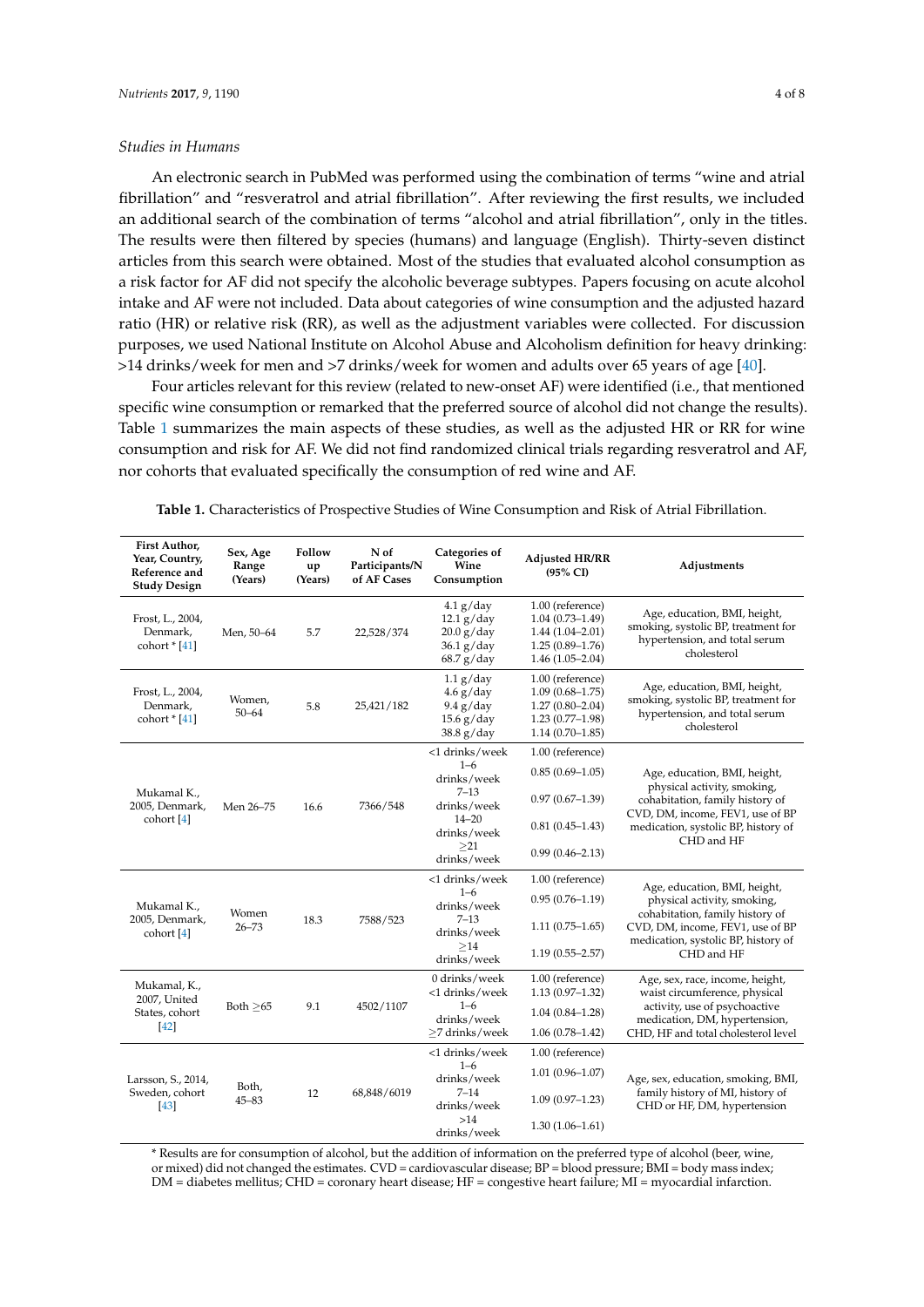*Studies in Humans*

An electronic search in PubMed was performed using the combination of terms "wine and atrial fibrillation" and "resveratrol and atrial fibrillation". After reviewing the first results, we included an additional search of the combination of terms "alcohol and atrial fibrillation", only in the titles. The results were then filtered by species (humans) and language (English). Thirty-seven distinct articles from this search were obtained. Most of the studies that evaluated alcohol consumption as a risk factor for AF did not specify the alcoholic beverage subtypes. Papers focusing on acute alcohol intake and AF were not included. Data about categories of wine consumption and the adjusted hazard ratio (HR) or relative risk (RR), as well as the adjustment variables were collected. For discussion purposes, we used National Institute on Alcohol Abuse and Alcoholism definition for heavy drinking: >14 drinks/week for men and >7 drinks/week for women and adults over 65 years of age [40].

Four articles relevant for this review (related to new-onset AF) were identified (i.e., that mentioned specific wine consumption or remarked that the preferred source of alcohol did not change the results). Table 1 summarizes the main aspects of these studies, as well as the adjusted HR or RR for wine consumption and risk for AF. We did not find randomized clinical trials regarding resveratrol and AF, nor cohorts that evaluated specifically the consumption of red wine and AF.

**Table 1.** Characteristics of Prospective Studies of Wine Consumption and Risk of Atrial Fibrillation.

| First Author, Year, Country, Reference and Study Design | Sex, Age Range (Years) | Follow up (Years) | N of Participants/N of AF Cases | Categories of Wine Consumption | Adjusted HR/RR (95% CI) | Adjustments |
|---|---|---|---|---|---|---|
| Frost, L., 2004, Denmark, cohort * [41] | Men, 50–64 | 5.7 | 22,528/374 | 4.1 g/day<br>12.1 g/day<br>20.0 g/day<br>36.1 g/day<br>68.7 g/day | 1.00 (reference)<br>1.04 (0.73–1.49)<br>1.44 (1.04–2.01)<br>1.25 (0.89–1.76)<br>1.46 (1.05–2.04) | Age, education, BMI, height, smoking, systolic BP, treatment for hypertension, and total serum cholesterol |
| Frost, L., 2004, Denmark, cohort * [41] | Women, 50–64 | 5.8 | 25,421/182 | 1.1 g/day<br>4.6 g/day<br>9.4 g/day<br>15.6 g/day<br>38.8 g/day | 1.00 (reference)<br>1.09 (0.68–1.75)<br>1.27 (0.80–2.04)<br>1.23 (0.77–1.98)<br>1.14 (0.70–1.85) | Age, education, BMI, height, smoking, systolic BP, treatment for hypertension, and total serum cholesterol |
| Mukamal K., 2005, Denmark, cohort [4] | Men 26–75 | 16.6 | 7366/548 | <1 drinks/week<br>1–6 drinks/week<br>7–13 drinks/week<br>14–20 drinks/week<br>≥21 drinks/week | 1.00 (reference)<br>0.85 (0.69–1.05)<br>0.97 (0.67–1.39)<br>0.81 (0.45–1.43)<br>0.99 (0.46–2.13) | Age, education, BMI, height, physical activity, smoking, cohabitation, family history of CVD, DM, income, FEV1, use of BP medication, systolic BP, history of CHD and HF |
| Mukamal K., 2005, Denmark, cohort [4] | Women 26–73 | 18.3 | 7588/523 | <1 drinks/week<br>1–6 drinks/week<br>7–13 drinks/week<br>≥14 drinks/week | 1.00 (reference)<br>0.95 (0.76–1.19)<br>1.11 (0.75–1.65)<br>1.19 (0.55–2.57) | Age, education, BMI, height, physical activity, smoking, cohabitation, family history of CVD, DM, income, FEV1, use of BP medication, systolic BP, history of CHD and HF |
| Mukamal, K., 2007, United States, cohort [42] | Both ≥65 | 9.1 | 4502/1107 | 0 drinks/week<br><1 drinks/week<br>1–6 drinks/week<br>≥7 drinks/week | 1.00 (reference)<br>1.13 (0.97–1.32)<br>1.04 (0.84–1.28)<br>1.06 (0.78–1.42) | Age, sex, race, income, height, waist circumference, physical activity, use of psychoactive medication, DM, hypertension, CHD, HF and total cholesterol level |
| Larsson, S., 2014, Sweden, cohort [43] | Both, 45–83 | 12 | 68,848/6019 | <1 drinks/week<br>1–6 drinks/week<br>7–14 drinks/week<br>>14 drinks/week | 1.00 (reference)<br>1.01 (0.96–1.07)<br>1.09 (0.97–1.23)<br>1.30 (1.06–1.61) | Age, sex, education, smoking, BMI, family history of MI, history of CHD or HF, DM, hypertension |

\* Results are for consumption of alcohol, but the addition of information on the preferred type of alcohol (beer, wine, or mixed) did not changed the estimates. CVD = cardiovascular disease; BP = blood pressure; BMI = body mass index; DM = diabetes mellitus; CHD = coronary heart disease; HF = congestive heart failure; MI = myocardial infarction.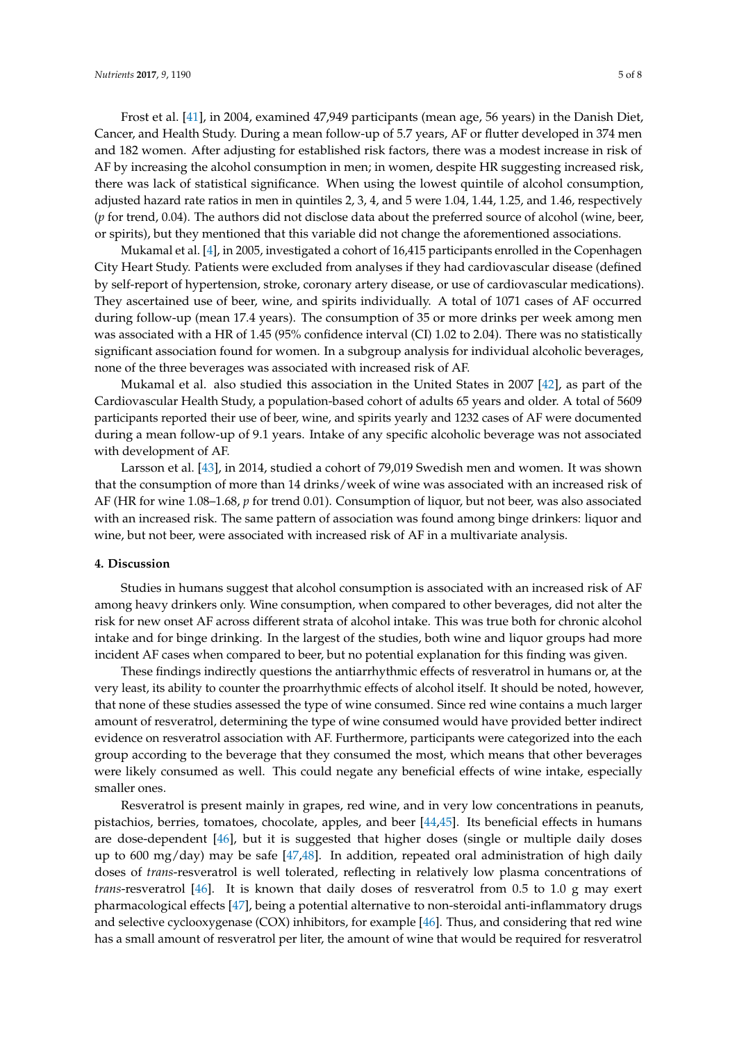Frost et al. [41], in 2004, examined 47,949 participants (mean age, 56 years) in the Danish Diet, Cancer, and Health Study. During a mean follow-up of 5.7 years, AF or flutter developed in 374 men and 182 women. After adjusting for established risk factors, there was a modest increase in risk of AF by increasing the alcohol consumption in men; in women, despite HR suggesting increased risk, there was lack of statistical significance. When using the lowest quintile of alcohol consumption, adjusted hazard rate ratios in men in quintiles 2, 3, 4, and 5 were 1.04, 1.44, 1.25, and 1.46, respectively (*p* for trend, 0.04). The authors did not disclose data about the preferred source of alcohol (wine, beer, or spirits), but they mentioned that this variable did not change the aforementioned associations.

Mukamal et al. [4], in 2005, investigated a cohort of 16,415 participants enrolled in the Copenhagen City Heart Study. Patients were excluded from analyses if they had cardiovascular disease (defined by self-report of hypertension, stroke, coronary artery disease, or use of cardiovascular medications). They ascertained use of beer, wine, and spirits individually. A total of 1071 cases of AF occurred during follow-up (mean 17.4 years). The consumption of 35 or more drinks per week among men was associated with a HR of 1.45 (95% confidence interval (CI) 1.02 to 2.04). There was no statistically significant association found for women. In a subgroup analysis for individual alcoholic beverages, none of the three beverages was associated with increased risk of AF.

Mukamal et al. also studied this association in the United States in 2007 [42], as part of the Cardiovascular Health Study, a population-based cohort of adults 65 years and older. A total of 5609 participants reported their use of beer, wine, and spirits yearly and 1232 cases of AF were documented during a mean follow-up of 9.1 years. Intake of any specific alcoholic beverage was not associated with development of AF.

Larsson et al. [43], in 2014, studied a cohort of 79,019 Swedish men and women. It was shown that the consumption of more than 14 drinks/week of wine was associated with an increased risk of AF (HR for wine 1.08–1.68, *p* for trend 0.01). Consumption of liquor, but not beer, was also associated with an increased risk. The same pattern of association was found among binge drinkers: liquor and wine, but not beer, were associated with increased risk of AF in a multivariate analysis.

## 4. Discussion

Studies in humans suggest that alcohol consumption is associated with an increased risk of AF among heavy drinkers only. Wine consumption, when compared to other beverages, did not alter the risk for new onset AF across different strata of alcohol intake. This was true both for chronic alcohol intake and for binge drinking. In the largest of the studies, both wine and liquor groups had more incident AF cases when compared to beer, but no potential explanation for this finding was given.

These findings indirectly questions the antiarrhythmic effects of resveratrol in humans or, at the very least, its ability to counter the proarrhythmic effects of alcohol itself. It should be noted, however, that none of these studies assessed the type of wine consumed. Since red wine contains a much larger amount of resveratrol, determining the type of wine consumed would have provided better indirect evidence on resveratrol association with AF. Furthermore, participants were categorized into the each group according to the beverage that they consumed the most, which means that other beverages were likely consumed as well. This could negate any beneficial effects of wine intake, especially smaller ones.

Resveratrol is present mainly in grapes, red wine, and in very low concentrations in peanuts, pistachios, berries, tomatoes, chocolate, apples, and beer [44,45]. Its beneficial effects in humans are dose-dependent [46], but it is suggested that higher doses (single or multiple daily doses up to 600 mg/day) may be safe [47,48]. In addition, repeated oral administration of high daily doses of *trans*-resveratrol is well tolerated, reflecting in relatively low plasma concentrations of *trans*-resveratrol [46]. It is known that daily doses of resveratrol from 0.5 to 1.0 g may exert pharmacological effects [47], being a potential alternative to non-steroidal anti-inflammatory drugs and selective cyclooxygenase (COX) inhibitors, for example [46]. Thus, and considering that red wine has a small amount of resveratrol per liter, the amount of wine that would be required for resveratrol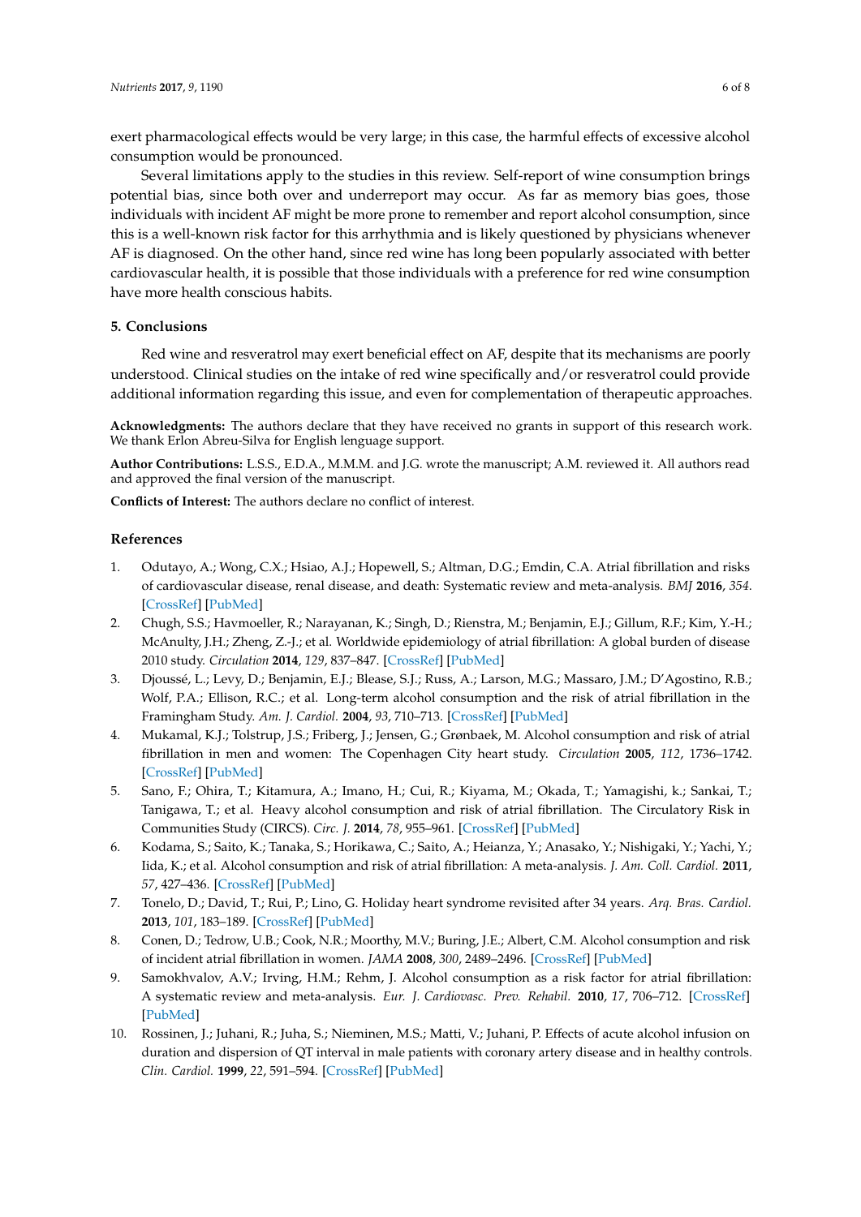exert pharmacological effects would be very large; in this case, the harmful effects of excessive alcohol consumption would be pronounced.

Several limitations apply to the studies in this review. Self-report of wine consumption brings potential bias, since both over and underreport may occur. As far as memory bias goes, those individuals with incident AF might be more prone to remember and report alcohol consumption, since this is a well-known risk factor for this arrhythmia and is likely questioned by physicians whenever AF is diagnosed. On the other hand, since red wine has long been popularly associated with better cardiovascular health, it is possible that those individuals with a preference for red wine consumption have more health conscious habits.

## 5. Conclusions

Red wine and resveratrol may exert beneficial effect on AF, despite that its mechanisms are poorly understood. Clinical studies on the intake of red wine specifically and/or resveratrol could provide additional information regarding this issue, and even for complementation of therapeutic approaches.

**Acknowledgments:** The authors declare that they have received no grants in support of this research work. We thank Erlon Abreu-Silva for English lenguage support.

**Author Contributions:** L.S.S., E.D.A., M.M.M. and J.G. wrote the manuscript; A.M. reviewed it. All authors read and approved the final version of the manuscript.

**Conflicts of Interest:** The authors declare no conflict of interest.

## References

1. Odutayo, A.; Wong, C.X.; Hsiao, A.J.; Hopewell, S.; Altman, D.G.; Emdin, C.A. Atrial fibrillation and risks of cardiovascular disease, renal disease, and death: Systematic review and meta-analysis. *BMJ* **2016**, *354*. [CrossRef] [PubMed]
2. Chugh, S.S.; Havmoeller, R.; Narayanan, K.; Singh, D.; Rienstra, M.; Benjamin, E.J.; Gillum, R.F.; Kim, Y.-H.; McAnulty, J.H.; Zheng, Z.-J.; et al. Worldwide epidemiology of atrial fibrillation: A global burden of disease 2010 study. *Circulation* **2014**, *129*, 837–847. [CrossRef] [PubMed]
3. Djoussé, L.; Levy, D.; Benjamin, E.J.; Blease, S.J.; Russ, A.; Larson, M.G.; Massaro, J.M.; D'Agostino, R.B.; Wolf, P.A.; Ellison, R.C.; et al. Long-term alcohol consumption and the risk of atrial fibrillation in the Framingham Study. *Am. J. Cardiol.* **2004**, *93*, 710–713. [CrossRef] [PubMed]
4. Mukamal, K.J.; Tolstrup, J.S.; Friberg, J.; Jensen, G.; Grønbaek, M. Alcohol consumption and risk of atrial fibrillation in men and women: The Copenhagen City heart study. *Circulation* **2005**, *112*, 1736–1742. [CrossRef] [PubMed]
5. Sano, F.; Ohira, T.; Kitamura, A.; Imano, H.; Cui, R.; Kiyama, M.; Okada, T.; Yamagishi, k.; Sankai, T.; Tanigawa, T.; et al. Heavy alcohol consumption and risk of atrial fibrillation. The Circulatory Risk in Communities Study (CIRCS). *Circ. J.* **2014**, *78*, 955–961. [CrossRef] [PubMed]
6. Kodama, S.; Saito, K.; Tanaka, S.; Horikawa, C.; Saito, A.; Heianza, Y.; Anasako, Y.; Nishigaki, Y.; Yachi, Y.; Iida, K.; et al. Alcohol consumption and risk of atrial fibrillation: A meta-analysis. *J. Am. Coll. Cardiol.* **2011**, *57*, 427–436. [CrossRef] [PubMed]
7. Tonelo, D.; David, T.; Rui, P.; Lino, G. Holiday heart syndrome revisited after 34 years. *Arq. Bras. Cardiol.* **2013**, *101*, 183–189. [CrossRef] [PubMed]
8. Conen, D.; Tedrow, U.B.; Cook, N.R.; Moorthy, M.V.; Buring, J.E.; Albert, C.M. Alcohol consumption and risk of incident atrial fibrillation in women. *JAMA* **2008**, *300*, 2489–2496. [CrossRef] [PubMed]
9. Samokhvalov, A.V.; Irving, H.M.; Rehm, J. Alcohol consumption as a risk factor for atrial fibrillation: A systematic review and meta-analysis. *Eur. J. Cardiovasc. Prev. Rehabil.* **2010**, *17*, 706–712. [CrossRef] [PubMed]
10. Rossinen, J.; Juhani, R.; Juha, S.; Nieminen, M.S.; Matti, V.; Juhani, P. Effects of acute alcohol infusion on duration and dispersion of QT interval in male patients with coronary artery disease and in healthy controls. *Clin. Cardiol.* **1999**, *22*, 591–594. [CrossRef] [PubMed]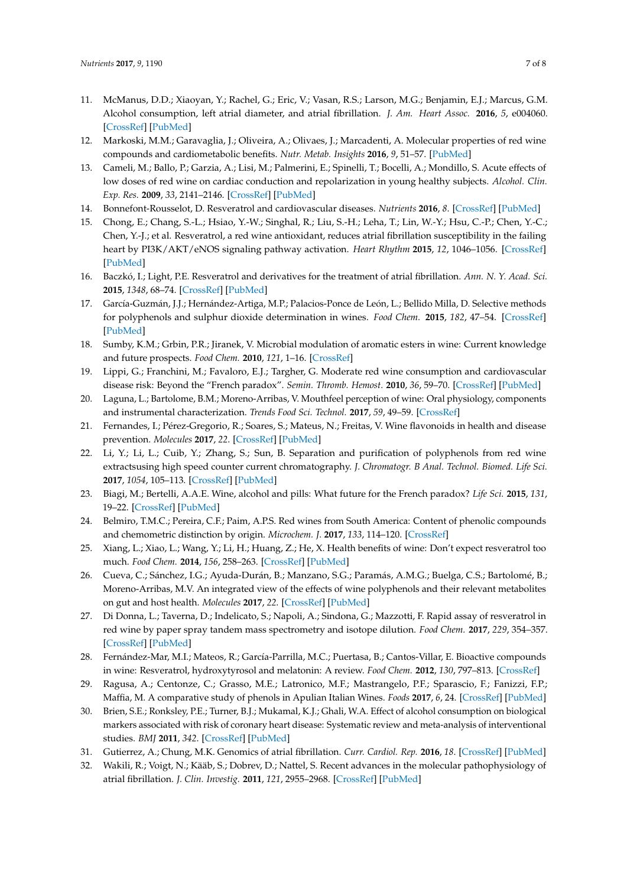11. McManus, D.D.; Xiaoyan, Y.; Rachel, G.; Eric, V.; Vasan, R.S.; Larson, M.G.; Benjamin, E.J.; Marcus, G.M. Alcohol consumption, left atrial diameter, and atrial fibrillation. *J. Am. Heart Assoc.* **2016**, *5*, e004060. [CrossRef] [PubMed]
12. Markoski, M.M.; Garavaglia, J.; Oliveira, A.; Olivaes, J.; Marcadenti, A. Molecular properties of red wine compounds and cardiometabolic benefits. *Nutr. Metab. Insights* **2016**, *9*, 51–57. [PubMed]
13. Cameli, M.; Ballo, P.; Garzia, A.; Lisi, M.; Palmerini, E.; Spinelli, T.; Bocelli, A.; Mondillo, S. Acute effects of low doses of red wine on cardiac conduction and repolarization in young healthy subjects. *Alcohol. Clin. Exp. Res.* **2009**, *33*, 2141–2146. [CrossRef] [PubMed]
14. Bonnefont-Rousselot, D. Resveratrol and cardiovascular diseases. *Nutrients* **2016**, *8*. [CrossRef] [PubMed]
15. Chong, E.; Chang, S.-L.; Hsiao, Y.-W.; Singhal, R.; Liu, S.-H.; Leha, T.; Lin, W.-Y.; Hsu, C.-P.; Chen, Y.-C.; Chen, Y.-J.; et al. Resveratrol, a red wine antioxidant, reduces atrial fibrillation susceptibility in the failing heart by PI3K/AKT/eNOS signaling pathway activation. *Heart Rhythm* **2015**, *12*, 1046–1056. [CrossRef] [PubMed]
16. Baczkó, I.; Light, P.E. Resveratrol and derivatives for the treatment of atrial fibrillation. *Ann. N. Y. Acad. Sci.* **2015**, *1348*, 68–74. [CrossRef] [PubMed]
17. García-Guzmán, J.J.; Hernández-Artiga, M.P.; Palacios-Ponce de León, L.; Bellido Milla, D. Selective methods for polyphenols and sulphur dioxide determination in wines. *Food Chem.* **2015**, *182*, 47–54. [CrossRef] [PubMed]
18. Sumby, K.M.; Grbin, P.R.; Jiranek, V. Microbial modulation of aromatic esters in wine: Current knowledge and future prospects. *Food Chem.* **2010**, *121*, 1–16. [CrossRef]
19. Lippi, G.; Franchini, M.; Favaloro, E.J.; Targher, G. Moderate red wine consumption and cardiovascular disease risk: Beyond the "French paradox". *Semin. Thromb. Hemost.* **2010**, *36*, 59–70. [CrossRef] [PubMed]
20. Laguna, L.; Bartolome, B.M.; Moreno-Arribas, V. Mouthfeel perception of wine: Oral physiology, components and instrumental characterization. *Trends Food Sci. Technol.* **2017**, *59*, 49–59. [CrossRef]
21. Fernandes, I.; Pérez-Gregorio, R.; Soares, S.; Mateus, N.; Freitas, V. Wine flavonoids in health and disease prevention. *Molecules* **2017**, *22*. [CrossRef] [PubMed]
22. Li, Y.; Li, L.; Cuib, Y.; Zhang, S.; Sun, B. Separation and purification of polyphenols from red wine extractsusing high speed counter current chromatography. *J. Chromatogr. B Anal. Technol. Biomed. Life Sci.* **2017**, *1054*, 105–113. [CrossRef] [PubMed]
23. Biagi, M.; Bertelli, A.A.E. Wine, alcohol and pills: What future for the French paradox? *Life Sci.* **2015**, *131*, 19–22. [CrossRef] [PubMed]
24. Belmiro, T.M.C.; Pereira, C.F.; Paim, A.P.S. Red wines from South America: Content of phenolic compounds and chemometric distinction by origin. *Microchem. J.* **2017**, *133*, 114–120. [CrossRef]
25. Xiang, L.; Xiao, L.; Wang, Y.; Li, H.; Huang, Z.; He, X. Health benefits of wine: Don't expect resveratrol too much. *Food Chem.* **2014**, *156*, 258–263. [CrossRef] [PubMed]
26. Cueva, C.; Sánchez, I.G.; Ayuda-Durán, B.; Manzano, S.G.; Paramás, A.M.G.; Buelga, C.S.; Bartolomé, B.; Moreno-Arribas, M.V. An integrated view of the effects of wine polyphenols and their relevant metabolites on gut and host health. *Molecules* **2017**, *22*. [CrossRef] [PubMed]
27. Di Donna, L.; Taverna, D.; Indelicato, S.; Napoli, A.; Sindona, G.; Mazzotti, F. Rapid assay of resveratrol in red wine by paper spray tandem mass spectrometry and isotope dilution. *Food Chem.* **2017**, *229*, 354–357. [CrossRef] [PubMed]
28. Fernández-Mar, M.I.; Mateos, R.; García-Parrilla, M.C.; Puertasa, B.; Cantos-Villar, E. Bioactive compounds in wine: Resveratrol, hydroxytyrosol and melatonin: A review. *Food Chem.* **2012**, *130*, 797–813. [CrossRef]
29. Ragusa, A.; Centonze, C.; Grasso, M.E.; Latronico, M.F.; Mastrangelo, P.F.; Sparascio, F.; Fanizzi, F.P.; Maffia, M. A comparative study of phenols in Apulian Italian Wines. *Foods* **2017**, *6*, 24. [CrossRef] [PubMed]
30. Brien, S.E.; Ronksley, P.E.; Turner, B.J.; Mukamal, K.J.; Ghali, W.A. Effect of alcohol consumption on biological markers associated with risk of coronary heart disease: Systematic review and meta-analysis of interventional studies. *BMJ* **2011**, *342*. [CrossRef] [PubMed]
31. Gutierrez, A.; Chung, M.K. Genomics of atrial fibrillation. *Curr. Cardiol. Rep.* **2016**, *18*. [CrossRef] [PubMed]
32. Wakili, R.; Voigt, N.; Kääb, S.; Dobrev, D.; Nattel, S. Recent advances in the molecular pathophysiology of atrial fibrillation. *J. Clin. Investig.* **2011**, *121*, 2955–2968. [CrossRef] [PubMed]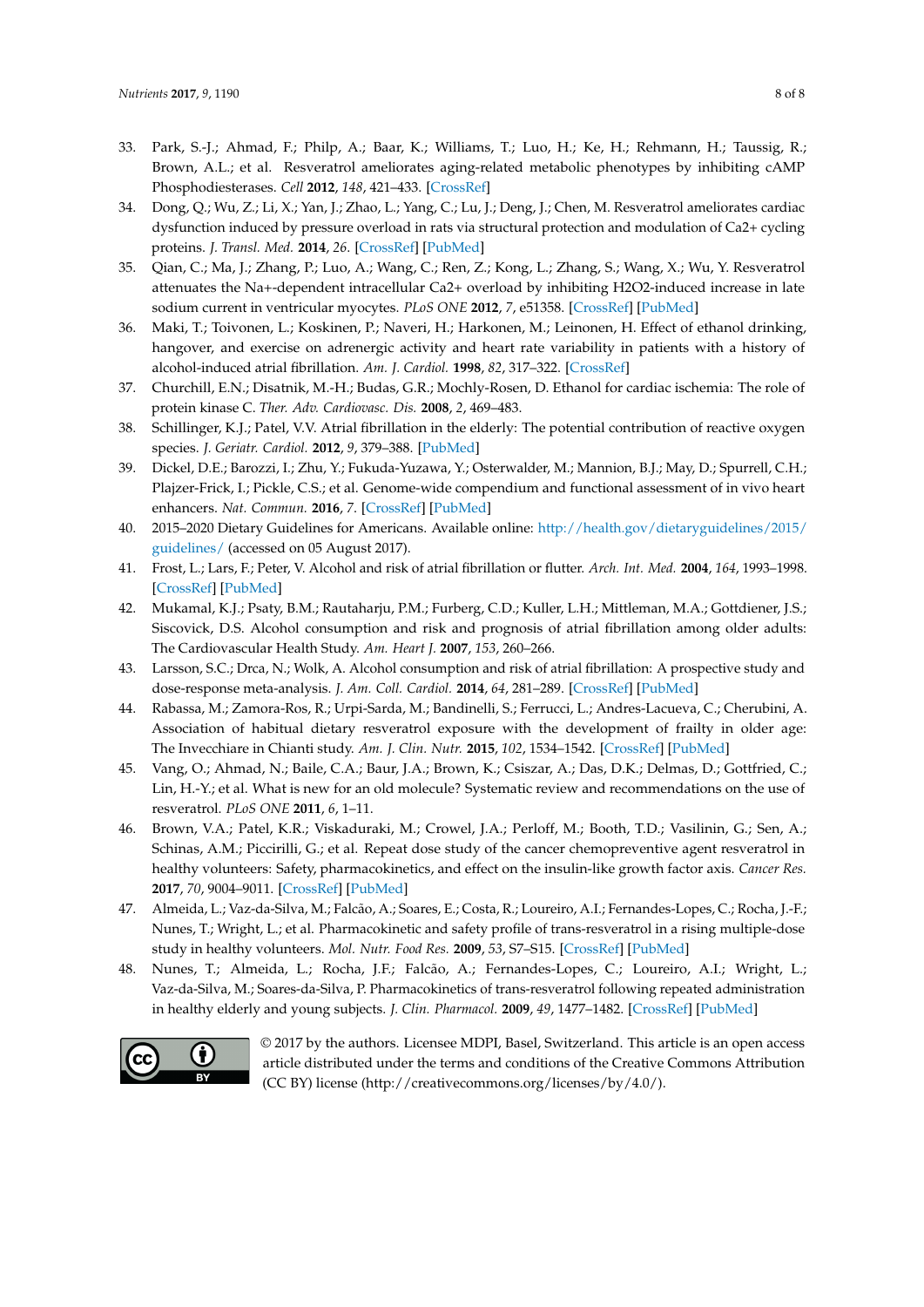33. Park, S.-J.; Ahmad, F.; Philp, A.; Baar, K.; Williams, T.; Luo, H.; Ke, H.; Rehmann, H.; Taussig, R.; Brown, A.L.; et al. Resveratrol ameliorates aging-related metabolic phenotypes by inhibiting cAMP Phosphodiesterases. *Cell* **2012**, *148*, 421–433. [CrossRef]
34. Dong, Q.; Wu, Z.; Li, X.; Yan, J.; Zhao, L.; Yang, C.; Lu, J.; Deng, J.; Chen, M. Resveratrol ameliorates cardiac dysfunction induced by pressure overload in rats via structural protection and modulation of Ca2+ cycling proteins. *J. Transl. Med.* **2014**, *26*. [CrossRef] [PubMed]
35. Qian, C.; Ma, J.; Zhang, P.; Luo, A.; Wang, C.; Ren, Z.; Kong, L.; Zhang, S.; Wang, X.; Wu, Y. Resveratrol attenuates the Na+-dependent intracellular Ca2+ overload by inhibiting H2O2-induced increase in late sodium current in ventricular myocytes. *PLoS ONE* **2012**, *7*, e51358. [CrossRef] [PubMed]
36. Maki, T.; Toivonen, L.; Koskinen, P.; Naveri, H.; Harkonen, M.; Leinonen, H. Effect of ethanol drinking, hangover, and exercise on adrenergic activity and heart rate variability in patients with a history of alcohol-induced atrial fibrillation. *Am. J. Cardiol.* **1998**, *82*, 317–322. [CrossRef]
37. Churchill, E.N.; Disatnik, M.-H.; Budas, G.R.; Mochly-Rosen, D. Ethanol for cardiac ischemia: The role of protein kinase C. *Ther. Adv. Cardiovasc. Dis.* **2008**, *2*, 469–483.
38. Schillinger, K.J.; Patel, V.V. Atrial fibrillation in the elderly: The potential contribution of reactive oxygen species. *J. Geriatr. Cardiol.* **2012**, *9*, 379–388. [PubMed]
39. Dickel, D.E.; Barozzi, I.; Zhu, Y.; Fukuda-Yuzawa, Y.; Osterwalder, M.; Mannion, B.J.; May, D.; Spurrell, C.H.; Plajzer-Frick, I.; Pickle, C.S.; et al. Genome-wide compendium and functional assessment of in vivo heart enhancers. *Nat. Commun.* **2016**, *7*. [CrossRef] [PubMed]
40. 2015–2020 Dietary Guidelines for Americans. Available online: http://health.gov/dietaryguidelines/2015/guidelines/ (accessed on 05 August 2017).
41. Frost, L.; Lars, F.; Peter, V. Alcohol and risk of atrial fibrillation or flutter. *Arch. Int. Med.* **2004**, *164*, 1993–1998. [CrossRef] [PubMed]
42. Mukamal, K.J.; Psaty, B.M.; Rautaharju, P.M.; Furberg, C.D.; Kuller, L.H.; Mittleman, M.A.; Gottdiener, J.S.; Siscovick, D.S. Alcohol consumption and risk and prognosis of atrial fibrillation among older adults: The Cardiovascular Health Study. *Am. Heart J.* **2007**, *153*, 260–266.
43. Larsson, S.C.; Drca, N.; Wolk, A. Alcohol consumption and risk of atrial fibrillation: A prospective study and dose-response meta-analysis. *J. Am. Coll. Cardiol.* **2014**, *64*, 281–289. [CrossRef] [PubMed]
44. Rabassa, M.; Zamora-Ros, R.; Urpi-Sarda, M.; Bandinelli, S.; Ferrucci, L.; Andres-Lacueva, C.; Cherubini, A. Association of habitual dietary resveratrol exposure with the development of frailty in older age: The Invecchiare in Chianti study. *Am. J. Clin. Nutr.* **2015**, *102*, 1534–1542. [CrossRef] [PubMed]
45. Vang, O.; Ahmad, N.; Baile, C.A.; Baur, J.A.; Brown, K.; Csiszar, A.; Das, D.K.; Delmas, D.; Gottfried, C.; Lin, H.-Y.; et al. What is new for an old molecule? Systematic review and recommendations on the use of resveratrol. *PLoS ONE* **2011**, *6*, 1–11.
46. Brown, V.A.; Patel, K.R.; Viskaduraki, M.; Crowel, J.A.; Perloff, M.; Booth, T.D.; Vasilinin, G.; Sen, A.; Schinas, A.M.; Piccirilli, G.; et al. Repeat dose study of the cancer chemopreventive agent resveratrol in healthy volunteers: Safety, pharmacokinetics, and effect on the insulin-like growth factor axis. *Cancer Res.* **2017**, *70*, 9004–9011. [CrossRef] [PubMed]
47. Almeida, L.; Vaz-da-Silva, M.; Falcão, A.; Soares, E.; Costa, R.; Loureiro, A.I.; Fernandes-Lopes, C.; Rocha, J.-F.; Nunes, T.; Wright, L.; et al. Pharmacokinetic and safety profile of trans-resveratrol in a rising multiple-dose study in healthy volunteers. *Mol. Nutr. Food Res.* **2009**, *53*, S7–S15. [CrossRef] [PubMed]
48. Nunes, T.; Almeida, L.; Rocha, J.F.; Falcão, A.; Fernandes-Lopes, C.; Loureiro, A.I.; Wright, L.; Vaz-da-Silva, M.; Soares-da-Silva, P. Pharmacokinetics of trans-resveratrol following repeated administration in healthy elderly and young subjects. *J. Clin. Pharmacol.* **2009**, *49*, 1477–1482. [CrossRef] [PubMed]

© 2017 by the authors. Licensee MDPI, Basel, Switzerland. This article is an open access article distributed under the terms and conditions of the Creative Commons Attribution (CC BY) license (http://creativecommons.org/licenses/by/4.0/).